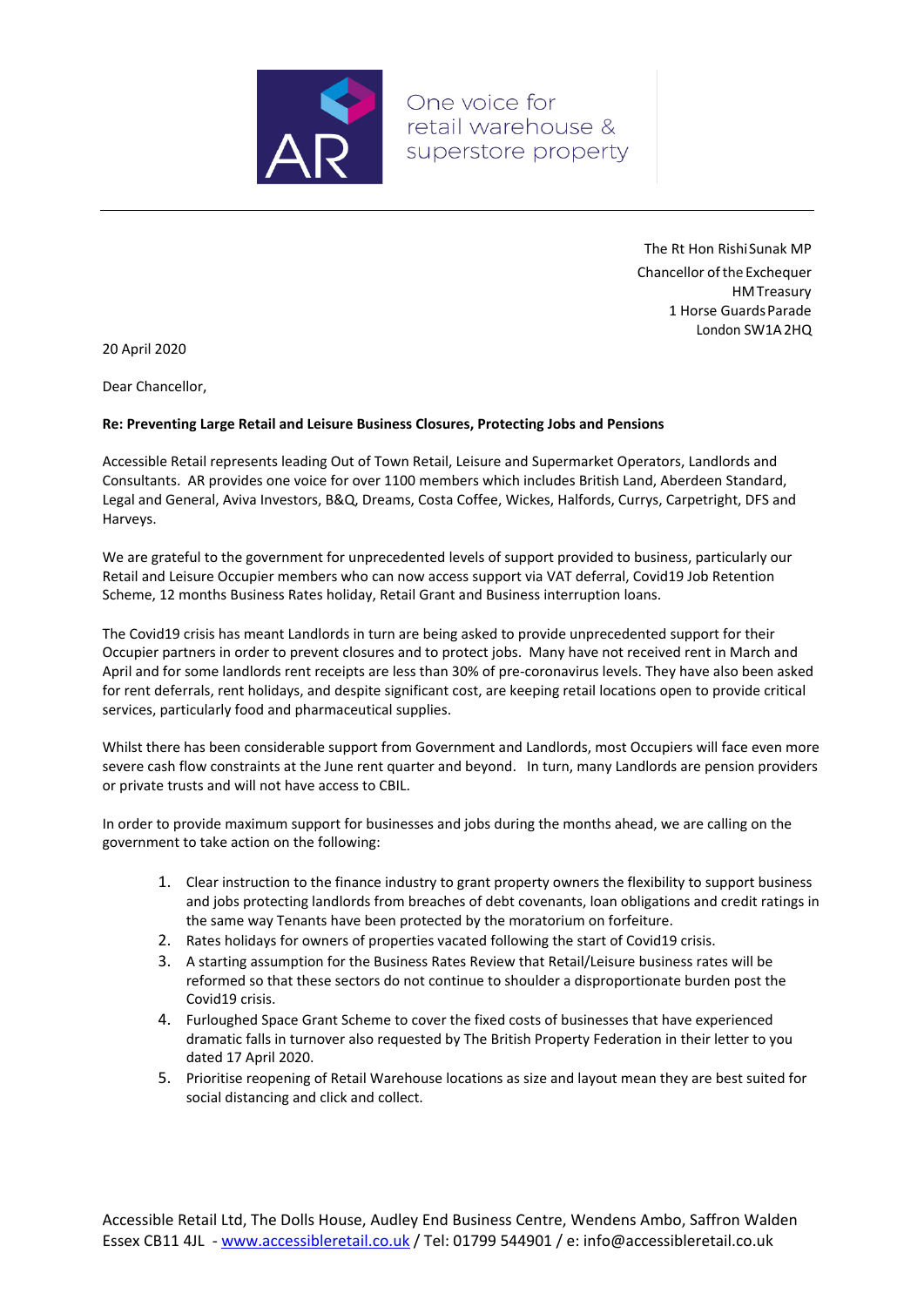One voice for retail warehouse & superstore property

The Rt Hon Rishi Sunak MP
Chancellor of the Exchequer
HM Treasury
1 Horse Guards Parade
London SW1A 2HQ

20 April 2020

Dear Chancellor,

**Re: Preventing Large Retail and Leisure Business Closures, Protecting Jobs and Pensions**

Accessible Retail represents leading Out of Town Retail, Leisure and Supermarket Operators, Landlords and Consultants. AR provides one voice for over 1100 members which includes British Land, Aberdeen Standard, Legal and General, Aviva Investors, B&Q, Dreams, Costa Coffee, Wickes, Halfords, Currys, Carpetright, DFS and Harveys.

We are grateful to the government for unprecedented levels of support provided to business, particularly our Retail and Leisure Occupier members who can now access support via VAT deferral, Covid19 Job Retention Scheme, 12 months Business Rates holiday, Retail Grant and Business interruption loans.

The Covid19 crisis has meant Landlords in turn are being asked to provide unprecedented support for their Occupier partners in order to prevent closures and to protect jobs. Many have not received rent in March and April and for some landlords rent receipts are less than 30% of pre-coronavirus levels. They have also been asked for rent deferrals, rent holidays, and despite significant cost, are keeping retail locations open to provide critical services, particularly food and pharmaceutical supplies.

Whilst there has been considerable support from Government and Landlords, most Occupiers will face even more severe cash flow constraints at the June rent quarter and beyond. In turn, many Landlords are pension providers or private trusts and will not have access to CBIL.

In order to provide maximum support for businesses and jobs during the months ahead, we are calling on the government to take action on the following:

1. Clear instruction to the finance industry to grant property owners the flexibility to support business and jobs protecting landlords from breaches of debt covenants, loan obligations and credit ratings in the same way Tenants have been protected by the moratorium on forfeiture.
2. Rates holidays for owners of properties vacated following the start of Covid19 crisis.
3. A starting assumption for the Business Rates Review that Retail/Leisure business rates will be reformed so that these sectors do not continue to shoulder a disproportionate burden post the Covid19 crisis.
4. Furloughed Space Grant Scheme to cover the fixed costs of businesses that have experienced dramatic falls in turnover also requested by The British Property Federation in their letter to you dated 17 April 2020.
5. Prioritise reopening of Retail Warehouse locations as size and layout mean they are best suited for social distancing and click and collect.

Accessible Retail Ltd, The Dolls House, Audley End Business Centre, Wendens Ambo, Saffron Walden Essex CB11 4JL - [www.accessibleretail.co.uk](http://www.accessibleretail.co.uk) / Tel: 01799 544901 / e: info@accessibleretail.co.uk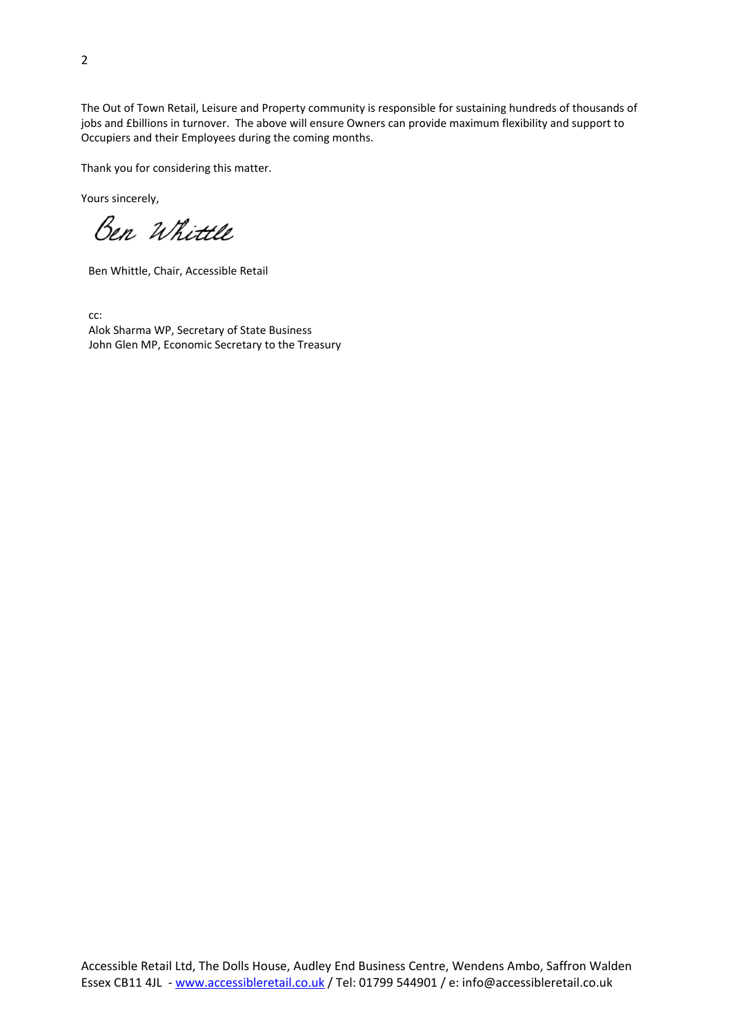The Out of Town Retail, Leisure and Property community is responsible for sustaining hundreds of thousands of jobs and £billions in turnover. The above will ensure Owners can provide maximum flexibility and support to Occupiers and their Employees during the coming months.

Thank you for considering this matter.

Yours sincerely,

Ben Whittle

Ben Whittle, Chair, Accessible Retail

cc:
Alok Sharma WP, Secretary of State Business
John Glen MP, Economic Secretary to the Treasury

Accessible Retail Ltd, The Dolls House, Audley End Business Centre, Wendens Ambo, Saffron Walden Essex CB11 4JL - www.accessibleretail.co.uk / Tel: 01799 544901 / e: info@accessibleretail.co.uk